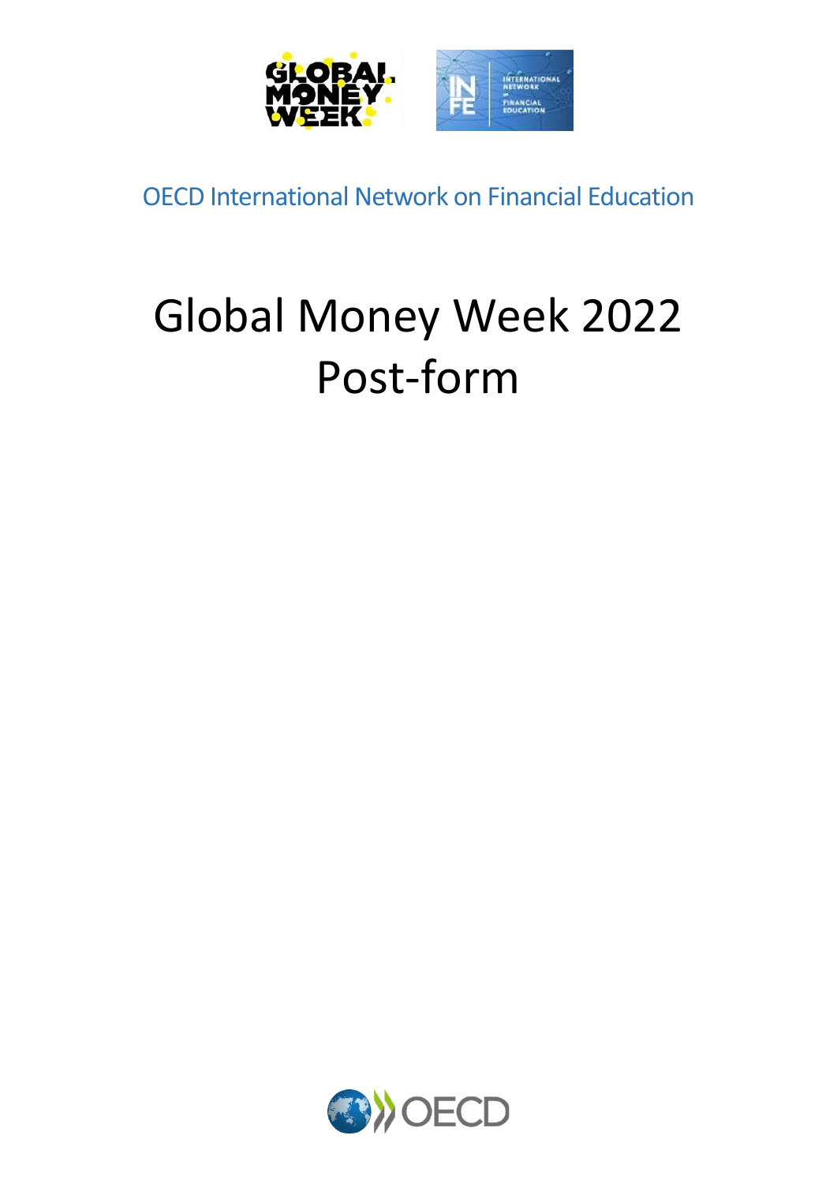OECD International Network on Financial Education

# Global Money Week 2022 Post-form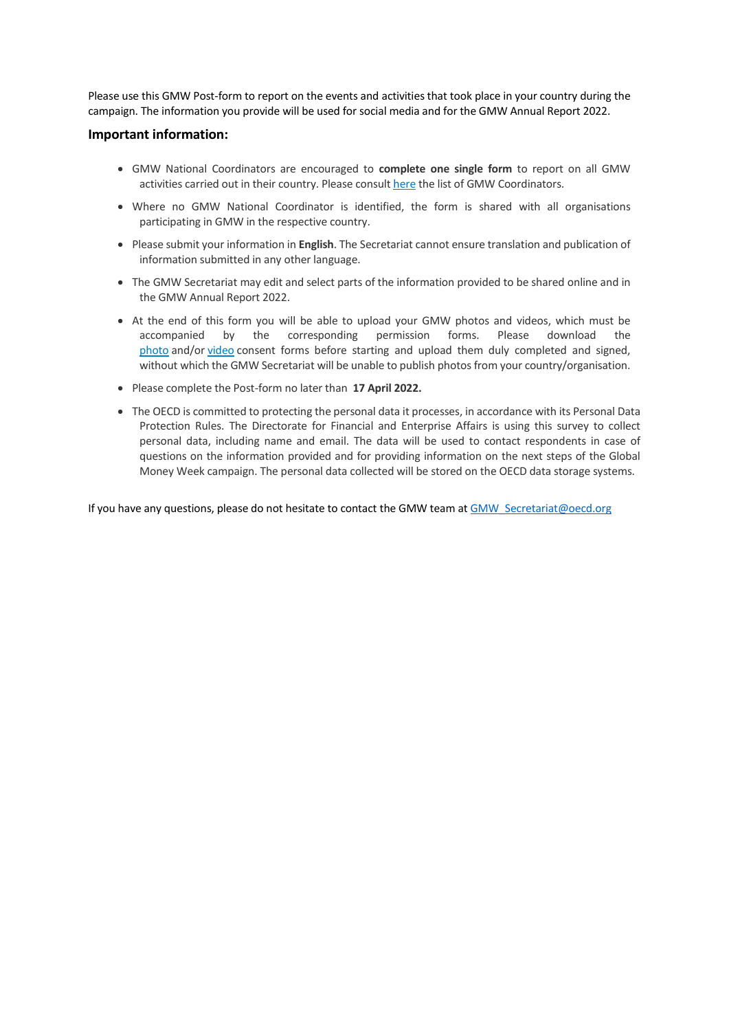Please use this GMW Post-form to report on the events and activities that took place in your country during the campaign. The information you provide will be used for social media and for the GMW Annual Report 2022.

## Important information:

- GMW National Coordinators are encouraged to **complete one single form** to report on all GMW activities carried out in their country. Please consult here the list of GMW Coordinators.
- Where no GMW National Coordinator is identified, the form is shared with all organisations participating in GMW in the respective country.
- Please submit your information in **English**. The Secretariat cannot ensure translation and publication of information submitted in any other language.
- The GMW Secretariat may edit and select parts of the information provided to be shared online and in the GMW Annual Report 2022.
- At the end of this form you will be able to upload your GMW photos and videos, which must be accompanied by the corresponding permission forms. Please download the photo and/or video consent forms before starting and upload them duly completed and signed, without which the GMW Secretariat will be unable to publish photos from your country/organisation.
- Please complete the Post-form no later than **17 April 2022.**
- The OECD is committed to protecting the personal data it processes, in accordance with its Personal Data Protection Rules. The Directorate for Financial and Enterprise Affairs is using this survey to collect personal data, including name and email. The data will be used to contact respondents in case of questions on the information provided and for providing information on the next steps of the Global Money Week campaign. The personal data collected will be stored on the OECD data storage systems.

If you have any questions, please do not hesitate to contact the GMW team at GMW_Secretariat@oecd.org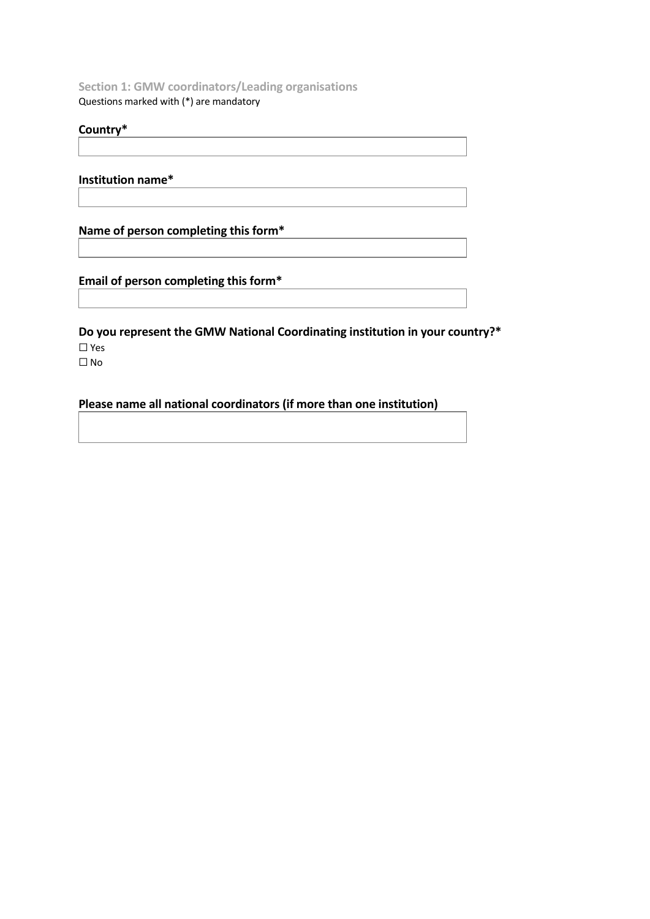### Section 1: GMW coordinators/Leading organisations

Questions marked with (*) are mandatory

**Country***

**Institution name***

**Name of person completing this form***

**Email of person completing this form***

**Do you represent the GMW National Coordinating institution in your country?***

☐ Yes
☐ No

**Please name all national coordinators (if more than one institution)**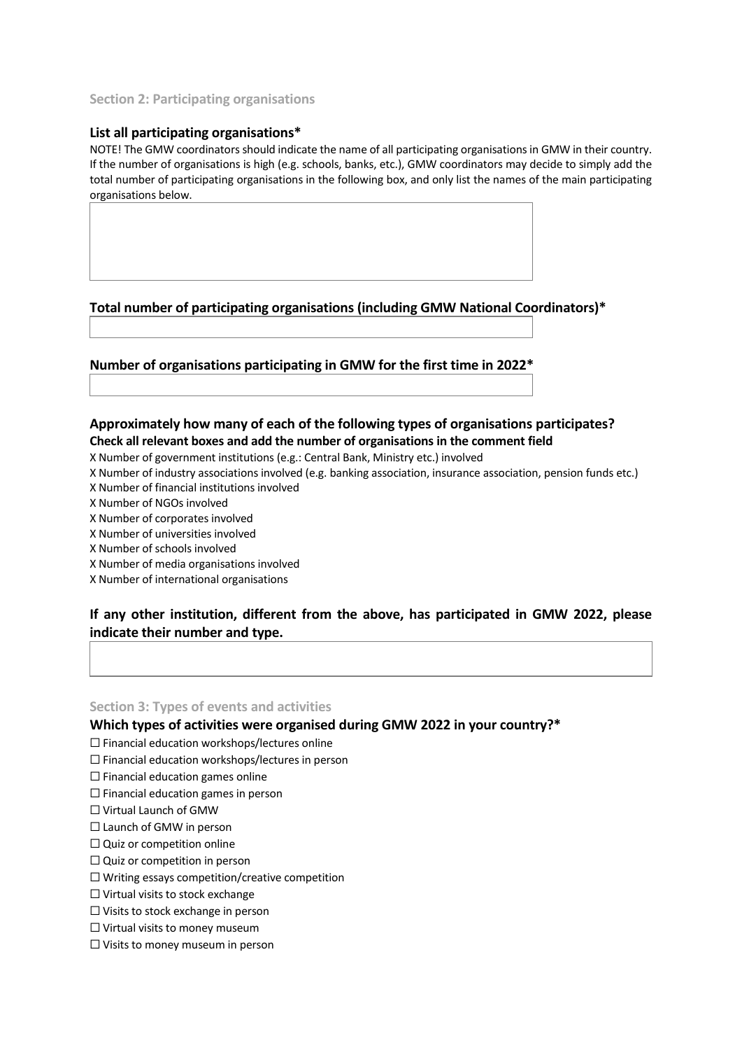### Section 2: Participating organisations

**List all participating organisations***

NOTE! The GMW coordinators should indicate the name of all participating organisations in GMW in their country. If the number of organisations is high (e.g. schools, banks, etc.), GMW coordinators may decide to simply add the total number of participating organisations in the following box, and only list the names of the main participating organisations below.

**Total number of participating organisations (including GMW National Coordinators)***

**Number of organisations participating in GMW for the first time in 2022***

**Approximately how many of each of the following types of organisations participates?**
**Check all relevant boxes and add the number of organisations in the comment field**

X Number of government institutions (e.g.: Central Bank, Ministry etc.) involved
X Number of industry associations involved (e.g. banking association, insurance association, pension funds etc.)
X Number of financial institutions involved
X Number of NGOs involved
X Number of corporates involved
X Number of universities involved
X Number of schools involved
X Number of media organisations involved
X Number of international organisations

**If any other institution, different from the above, has participated in GMW 2022, please indicate their number and type.**

### Section 3: Types of events and activities

**Which types of activities were organised during GMW 2022 in your country?***

☐ Financial education workshops/lectures online
☐ Financial education workshops/lectures in person
☐ Financial education games online
☐ Financial education games in person
☐ Virtual Launch of GMW
☐ Launch of GMW in person
☐ Quiz or competition online
☐ Quiz or competition in person
☐ Writing essays competition/creative competition
☐ Virtual visits to stock exchange
☐ Visits to stock exchange in person
☐ Virtual visits to money museum
☐ Visits to money museum in person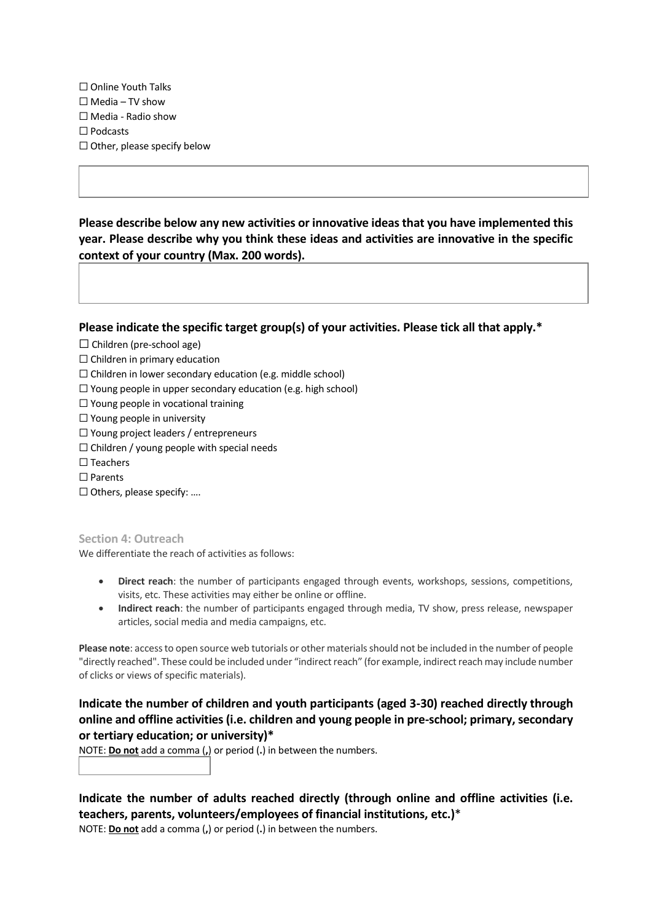☐ Online Youth Talks
☐ Media – TV show
☐ Media - Radio show
☐ Podcasts
☐ Other, please specify below

**Please describe below any new activities or innovative ideas that you have implemented this year. Please describe why you think these ideas and activities are innovative in the specific context of your country (Max. 200 words).**

**Please indicate the specific target group(s) of your activities. Please tick all that apply.***

☐ Children (pre-school age)
☐ Children in primary education
☐ Children in lower secondary education (e.g. middle school)
☐ Young people in upper secondary education (e.g. high school)
☐ Young people in vocational training
☐ Young people in university
☐ Young project leaders / entrepreneurs
☐ Children / young people with special needs
☐ Teachers
☐ Parents
☐ Others, please specify: ….

### Section 4: Outreach

We differentiate the reach of activities as follows:

- **Direct reach**: the number of participants engaged through events, workshops, sessions, competitions, visits, etc. These activities may either be online or offline.
- **Indirect reach**: the number of participants engaged through media, TV show, press release, newspaper articles, social media and media campaigns, etc.

**Please note**: access to open source web tutorials or other materials should not be included in the number of people "directly reached". These could be included under "indirect reach" (for example, indirect reach may include number of clicks or views of specific materials).

**Indicate the number of children and youth participants (aged 3-30) reached directly through online and offline activities (i.e. children and young people in pre-school; primary, secondary or tertiary education; or university)***

NOTE: **Do not** add a comma (**,**) or period (**.**) in between the numbers.

**Indicate the number of adults reached directly (through online and offline activities (i.e. teachers, parents, volunteers/employees of financial institutions, etc.)***

NOTE: **Do not** add a comma (**,**) or period (**.**) in between the numbers.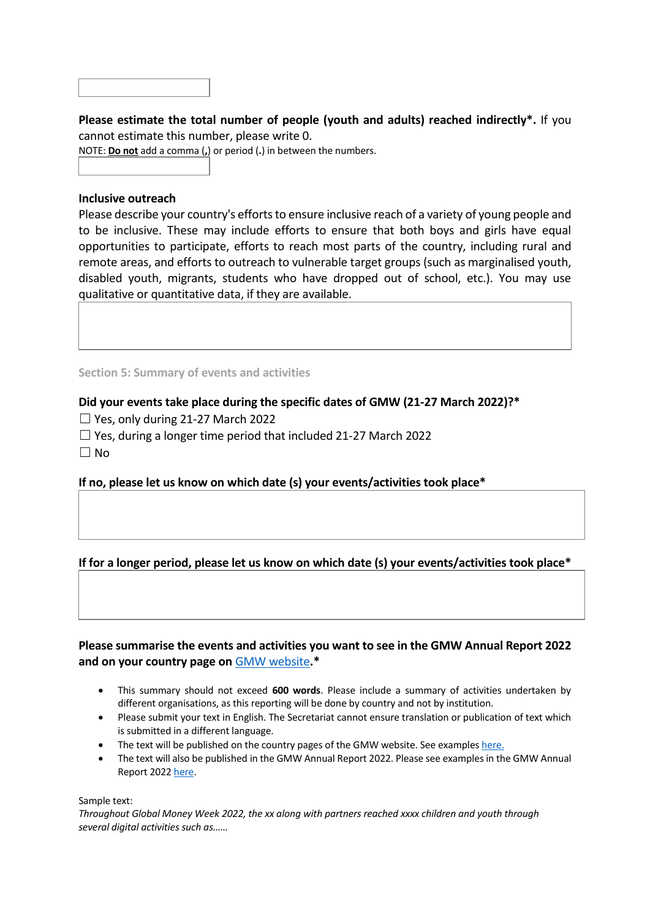**Please estimate the total number of people (youth and adults) reached indirectly*.** If you cannot estimate this number, please write 0.

NOTE: **Do not** add a comma (**,**) or period (**.**) in between the numbers.

**Inclusive outreach**

Please describe your country's efforts to ensure inclusive reach of a variety of young people and to be inclusive. These may include efforts to ensure that both boys and girls have equal opportunities to participate, efforts to reach most parts of the country, including rural and remote areas, and efforts to outreach to vulnerable target groups (such as marginalised youth, disabled youth, migrants, students who have dropped out of school, etc.). You may use qualitative or quantitative data, if they are available.

## Section 5: Summary of events and activities

**Did your events take place during the specific dates of GMW (21-27 March 2022)?***

☐ Yes, only during 21-27 March 2022

☐ Yes, during a longer time period that included 21-27 March 2022

☐ No

**If no, please let us know on which date (s) your events/activities took place***

**If for a longer period, please let us know on which date (s) your events/activities took place***

**Please summarise the events and activities you want to see in the GMW Annual Report 2022 and on your country page on [GMW website](GMW website).***

- This summary should not exceed **600 words**. Please include a summary of activities undertaken by different organisations, as this reporting will be done by country and not by institution.
- Please submit your text in English. The Secretariat cannot ensure translation or publication of text which is submitted in a different language.
- The text will be published on the country pages of the GMW website. See examples [here.](here.)
- The text will also be published in the GMW Annual Report 2022. Please see examples in the GMW Annual Report 2022 [here](here).

Sample text:

*Throughout Global Money Week 2022, the xx along with partners reached xxxx children and youth through several digital activities such as……*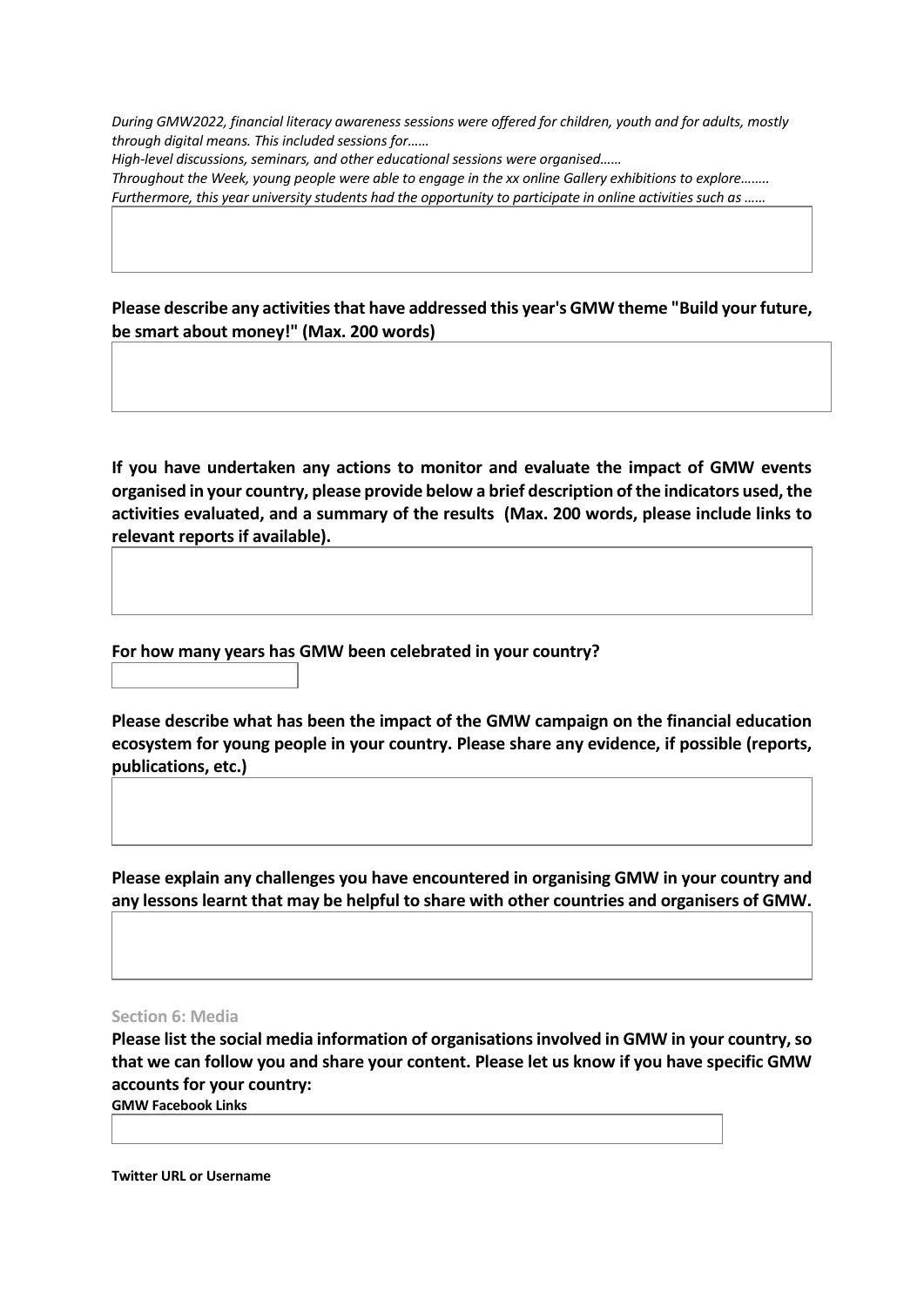*During GMW2022, financial literacy awareness sessions were offered for children, youth and for adults, mostly through digital means. This included sessions for……*
*High-level discussions, seminars, and other educational sessions were organised……*
*Throughout the Week, young people were able to engage in the xx online Gallery exhibitions to explore……..*
*Furthermore, this year university students had the opportunity to participate in online activities such as ……*

**Please describe any activities that have addressed this year's GMW theme "Build your future, be smart about money!" (Max. 200 words)**

**If you have undertaken any actions to monitor and evaluate the impact of GMW events organised in your country, please provide below a brief description of the indicators used, the activities evaluated, and a summary of the results (Max. 200 words, please include links to relevant reports if available).**

**For how many years has GMW been celebrated in your country?**

**Please describe what has been the impact of the GMW campaign on the financial education ecosystem for young people in your country. Please share any evidence, if possible (reports, publications, etc.)**

**Please explain any challenges you have encountered in organising GMW in your country and any lessons learnt that may be helpful to share with other countries and organisers of GMW.**

### Section 6: Media

**Please list the social media information of organisations involved in GMW in your country, so that we can follow you and share your content. Please let us know if you have specific GMW accounts for your country:**

**GMW Facebook Links**

**Twitter URL or Username**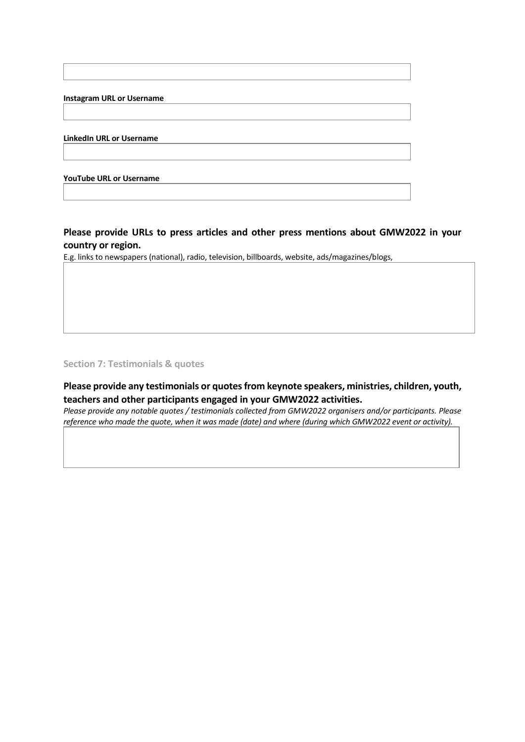**Instagram URL or Username**

**LinkedIn URL or Username**

**YouTube URL or Username**

### Please provide URLs to press articles and other press mentions about GMW2022 in your country or region.

E.g. links to newspapers (national), radio, television, billboards, website, ads/magazines/blogs,

## Section 7: Testimonials & quotes

### Please provide any testimonials or quotes from keynote speakers, ministries, children, youth, teachers and other participants engaged in your GMW2022 activities.

*Please provide any notable quotes / testimonials collected from GMW2022 organisers and/or participants. Please reference who made the quote, when it was made (date) and where (during which GMW2022 event or activity).*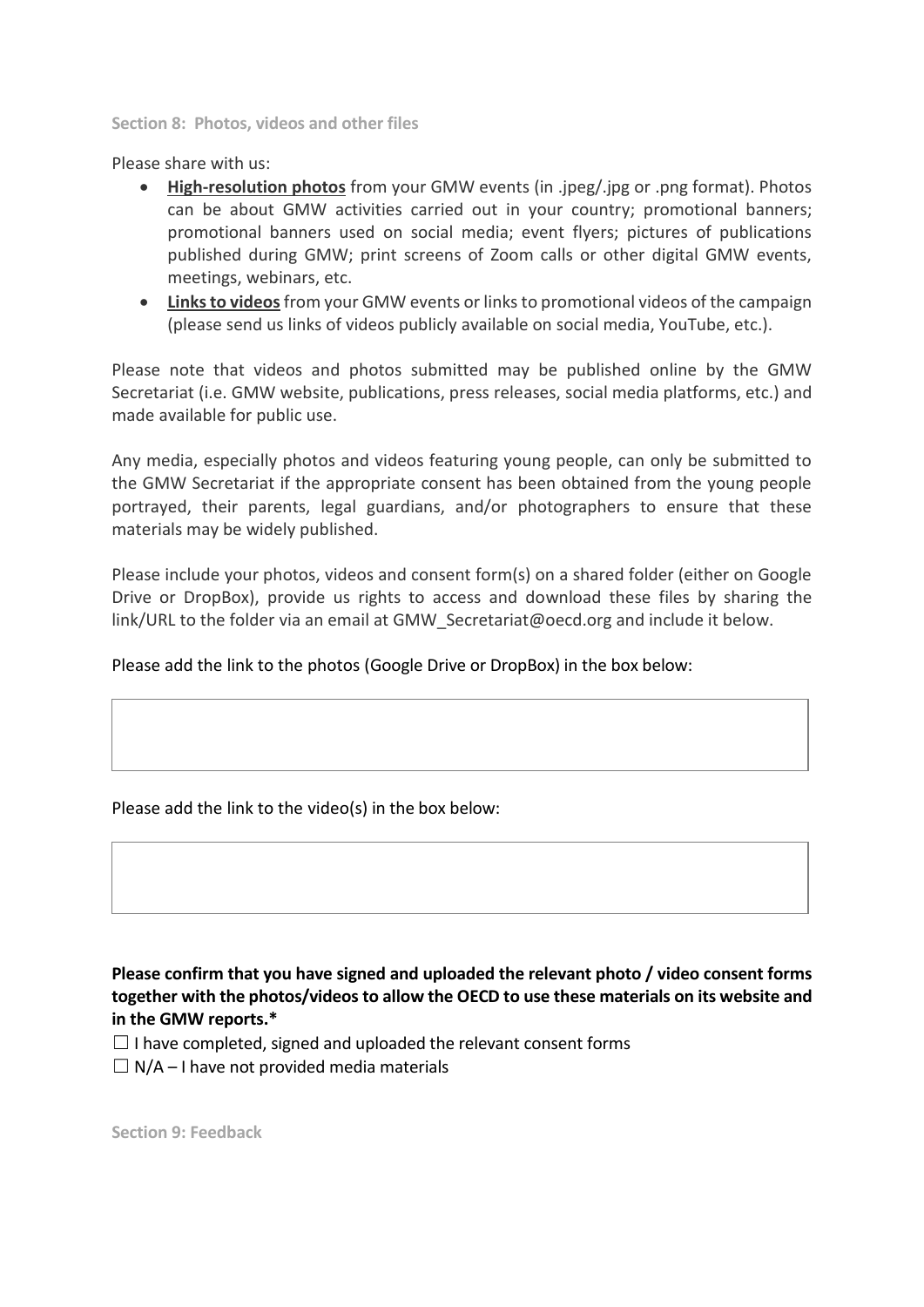## Section 8: Photos, videos and other files

Please share with us:

- **High-resolution photos** from your GMW events (in .jpeg/.jpg or .png format). Photos can be about GMW activities carried out in your country; promotional banners; promotional banners used on social media; event flyers; pictures of publications published during GMW; print screens of Zoom calls or other digital GMW events, meetings, webinars, etc.
- **Links to videos** from your GMW events or links to promotional videos of the campaign (please send us links of videos publicly available on social media, YouTube, etc.).

Please note that videos and photos submitted may be published online by the GMW Secretariat (i.e. GMW website, publications, press releases, social media platforms, etc.) and made available for public use.

Any media, especially photos and videos featuring young people, can only be submitted to the GMW Secretariat if the appropriate consent has been obtained from the young people portrayed, their parents, legal guardians, and/or photographers to ensure that these materials may be widely published.

Please include your photos, videos and consent form(s) on a shared folder (either on Google Drive or DropBox), provide us rights to access and download these files by sharing the link/URL to the folder via an email at GMW_Secretariat@oecd.org and include it below.

Please add the link to the photos (Google Drive or DropBox) in the box below:

| |
|---|
| |

Please add the link to the video(s) in the box below:

| |
|---|
| |

**Please confirm that you have signed and uploaded the relevant photo / video consent forms together with the photos/videos to allow the OECD to use these materials on its website and in the GMW reports.***

☐ I have completed, signed and uploaded the relevant consent forms

☐ N/A – I have not provided media materials

## Section 9: Feedback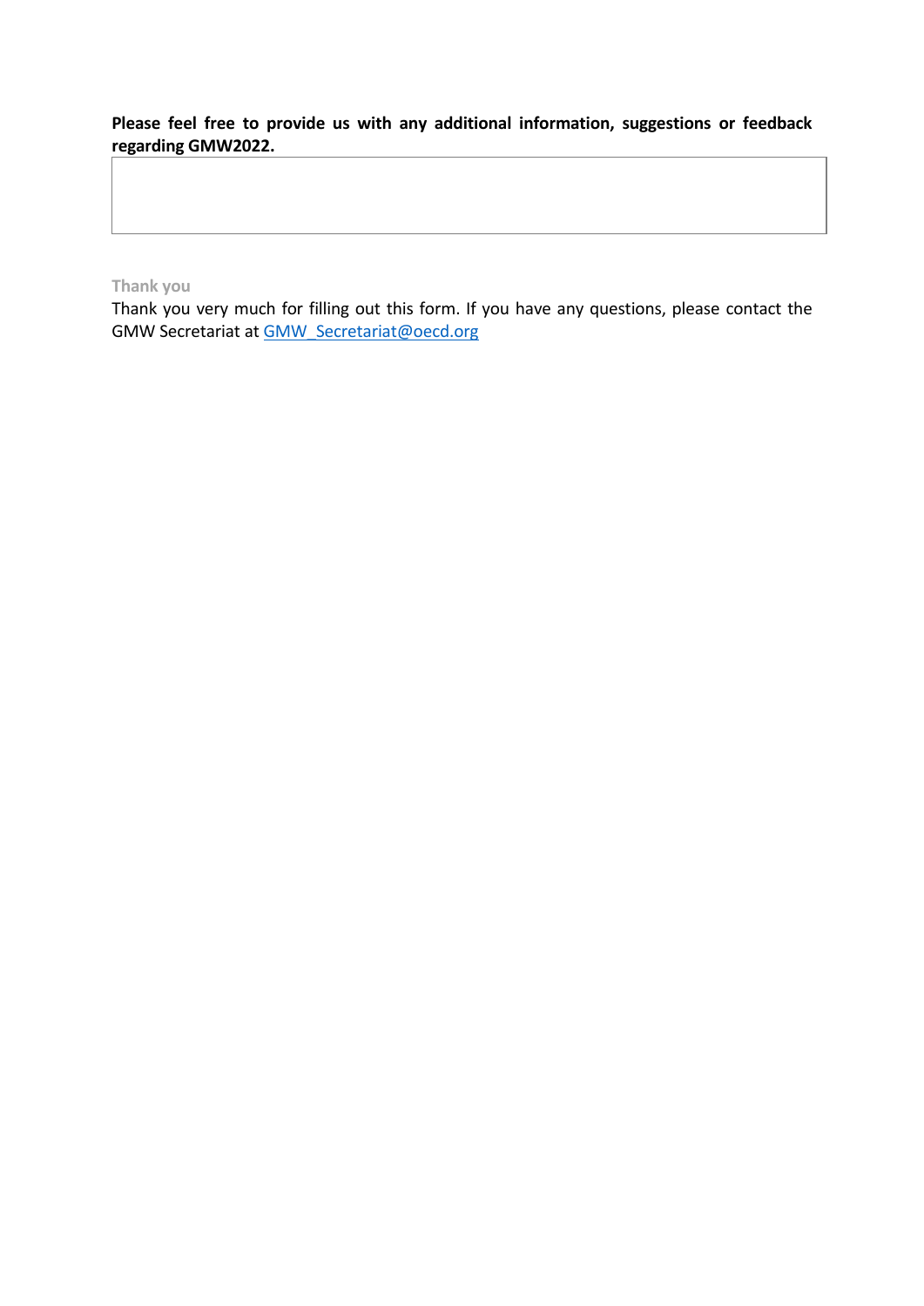**Please feel free to provide us with any additional information, suggestions or feedback regarding GMW2022.**

| |
|---|
| |

Thank you

Thank you very much for filling out this form. If you have any questions, please contact the GMW Secretariat at GMW_Secretariat@oecd.org